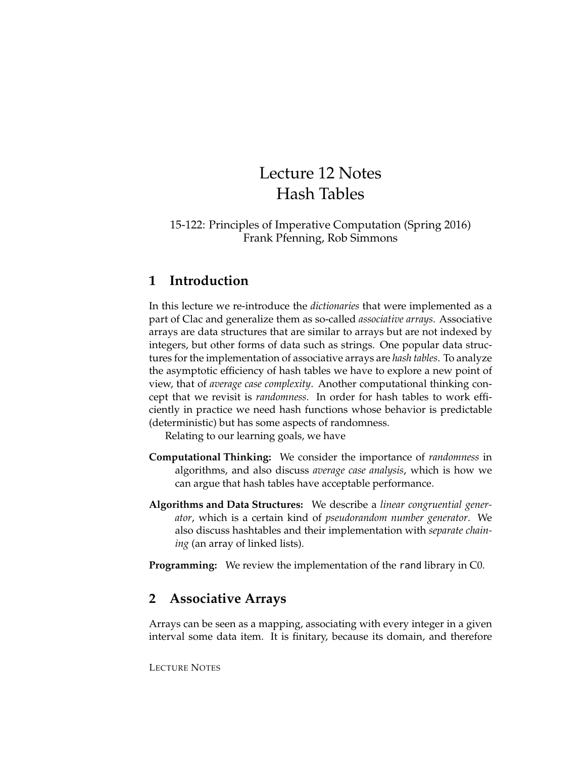# Lecture 12 Notes
# Hash Tables

15-122: Principles of Imperative Computation (Spring 2016)
Frank Pfenning, Rob Simmons

## 1 Introduction

In this lecture we re-introduce the *dictionaries* that were implemented as a part of Clac and generalize them as so-called *associative arrays*. Associative arrays are data structures that are similar to arrays but are not indexed by integers, but other forms of data such as strings. One popular data structures for the implementation of associative arrays are *hash tables*. To analyze the asymptotic efficiency of hash tables we have to explore a new point of view, that of *average case complexity*. Another computational thinking concept that we revisit is *randomness*. In order for hash tables to work efficiently in practice we need hash functions whose behavior is predictable (deterministic) but has some aspects of randomness.

Relating to our learning goals, we have

**Computational Thinking:** We consider the importance of *randomness* in algorithms, and also discuss *average case analysis*, which is how we can argue that hash tables have acceptable performance.

**Algorithms and Data Structures:** We describe a *linear congruential generator*, which is a certain kind of *pseudorandom number generator*. We also discuss hashtables and their implementation with *separate chaining* (an array of linked lists).

**Programming:** We review the implementation of the rand library in C0.

## 2 Associative Arrays

Arrays can be seen as a mapping, associating with every integer in a given interval some data item. It is finitary, because its domain, and therefore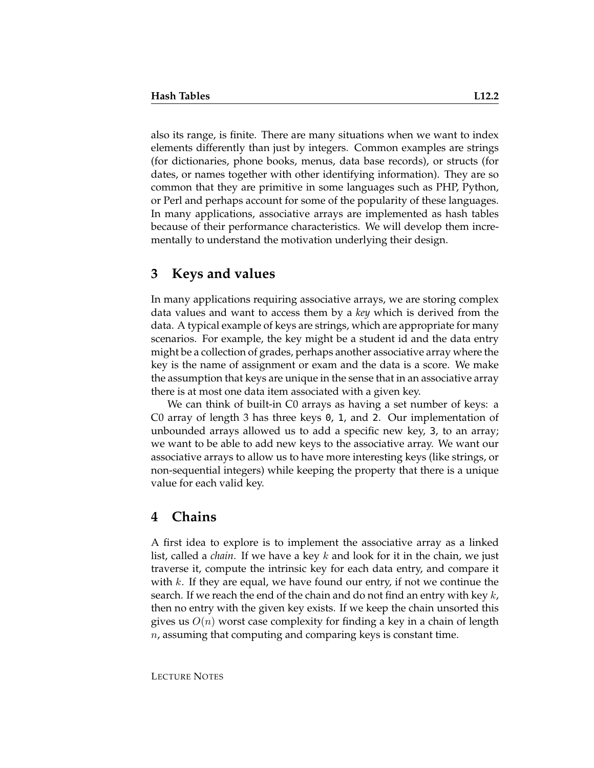also its range, is finite. There are many situations when we want to index elements differently than just by integers. Common examples are strings (for dictionaries, phone books, menus, data base records), or structs (for dates, or names together with other identifying information). They are so common that they are primitive in some languages such as PHP, Python, or Perl and perhaps account for some of the popularity of these languages. In many applications, associative arrays are implemented as hash tables because of their performance characteristics. We will develop them incrementally to understand the motivation underlying their design.

## 3 Keys and values

In many applications requiring associative arrays, we are storing complex data values and want to access them by a *key* which is derived from the data. A typical example of keys are strings, which are appropriate for many scenarios. For example, the key might be a student id and the data entry might be a collection of grades, perhaps another associative array where the key is the name of assignment or exam and the data is a score. We make the assumption that keys are unique in the sense that in an associative array there is at most one data item associated with a given key.

We can think of built-in C0 arrays as having a set number of keys: a C0 array of length 3 has three keys `0`, `1`, and `2`. Our implementation of unbounded arrays allowed us to add a specific new key, `3`, to an array; we want to be able to add new keys to the associative array. We want our associative arrays to allow us to have more interesting keys (like strings, or non-sequential integers) while keeping the property that there is a unique value for each valid key.

## 4 Chains

A first idea to explore is to implement the associative array as a linked list, called a *chain*. If we have a key $k$ and look for it in the chain, we just traverse it, compute the intrinsic key for each data entry, and compare it with $k$. If they are equal, we have found our entry, if not we continue the search. If we reach the end of the chain and do not find an entry with key $k$, then no entry with the given key exists. If we keep the chain unsorted this gives us $O(n)$ worst case complexity for finding a key in a chain of length $n$, assuming that computing and comparing keys is constant time.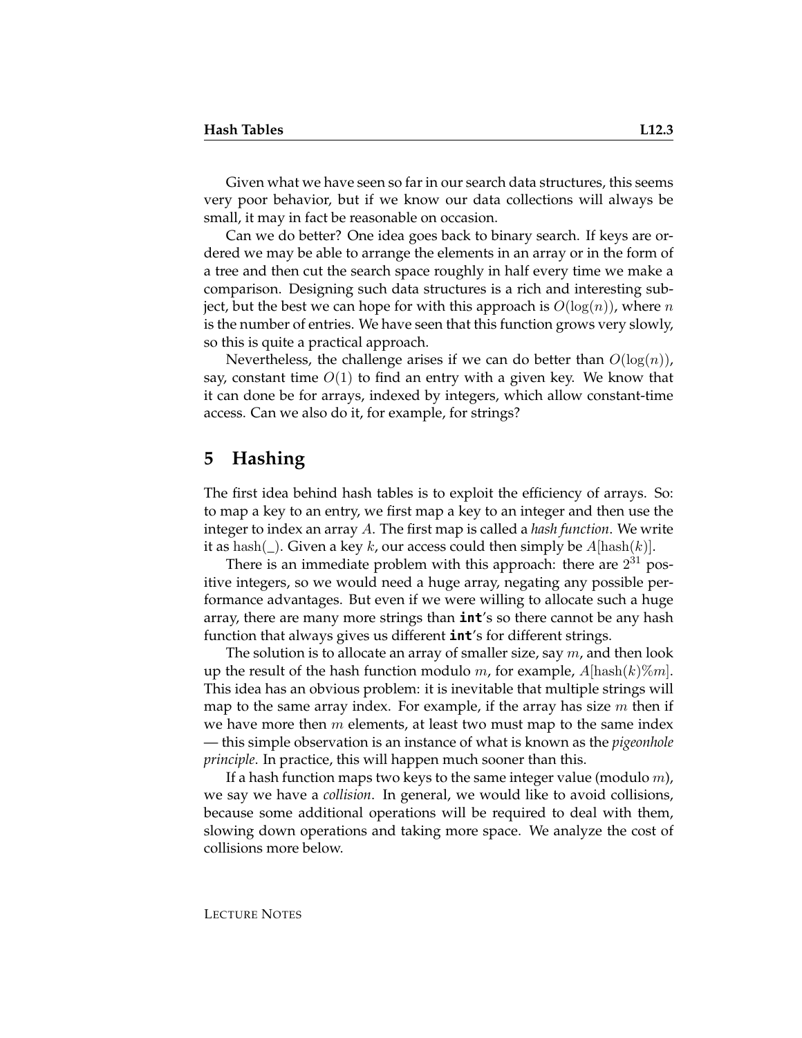Given what we have seen so far in our search data structures, this seems very poor behavior, but if we know our data collections will always be small, it may in fact be reasonable on occasion.

Can we do better? One idea goes back to binary search. If keys are ordered we may be able to arrange the elements in an array or in the form of a tree and then cut the search space roughly in half every time we make a comparison. Designing such data structures is a rich and interesting subject, but the best we can hope for with this approach is $O(\log(n))$, where $n$ is the number of entries. We have seen that this function grows very slowly, so this is quite a practical approach.

Nevertheless, the challenge arises if we can do better than $O(\log(n))$, say, constant time $O(1)$ to find an entry with a given key. We know that it can done be for arrays, indexed by integers, which allow constant-time access. Can we also do it, for example, for strings?

## 5 Hashing

The first idea behind hash tables is to exploit the efficiency of arrays. So: to map a key to an entry, we first map a key to an integer and then use the integer to index an array $A$. The first map is called a *hash function*. We write it as $\text{hash}(\_)$. Given a key $k$, our access could then simply be $A[\text{hash}(k)]$.

There is an immediate problem with this approach: there are $2^{31}$ positive integers, so we would need a huge array, negating any possible performance advantages. But even if we were willing to allocate such a huge array, there are many more strings than **int**'s so there cannot be any hash function that always gives us different **int**'s for different strings.

The solution is to allocate an array of smaller size, say $m$, and then look up the result of the hash function modulo $m$, for example, $A[\text{hash}(k)\%m]$. This idea has an obvious problem: it is inevitable that multiple strings will map to the same array index. For example, if the array has size $m$ then if we have more then $m$ elements, at least two must map to the same index — this simple observation is an instance of what is known as the *pigeonhole principle*. In practice, this will happen much sooner than this.

If a hash function maps two keys to the same integer value (modulo $m$), we say we have a *collision*. In general, we would like to avoid collisions, because some additional operations will be required to deal with them, slowing down operations and taking more space. We analyze the cost of collisions more below.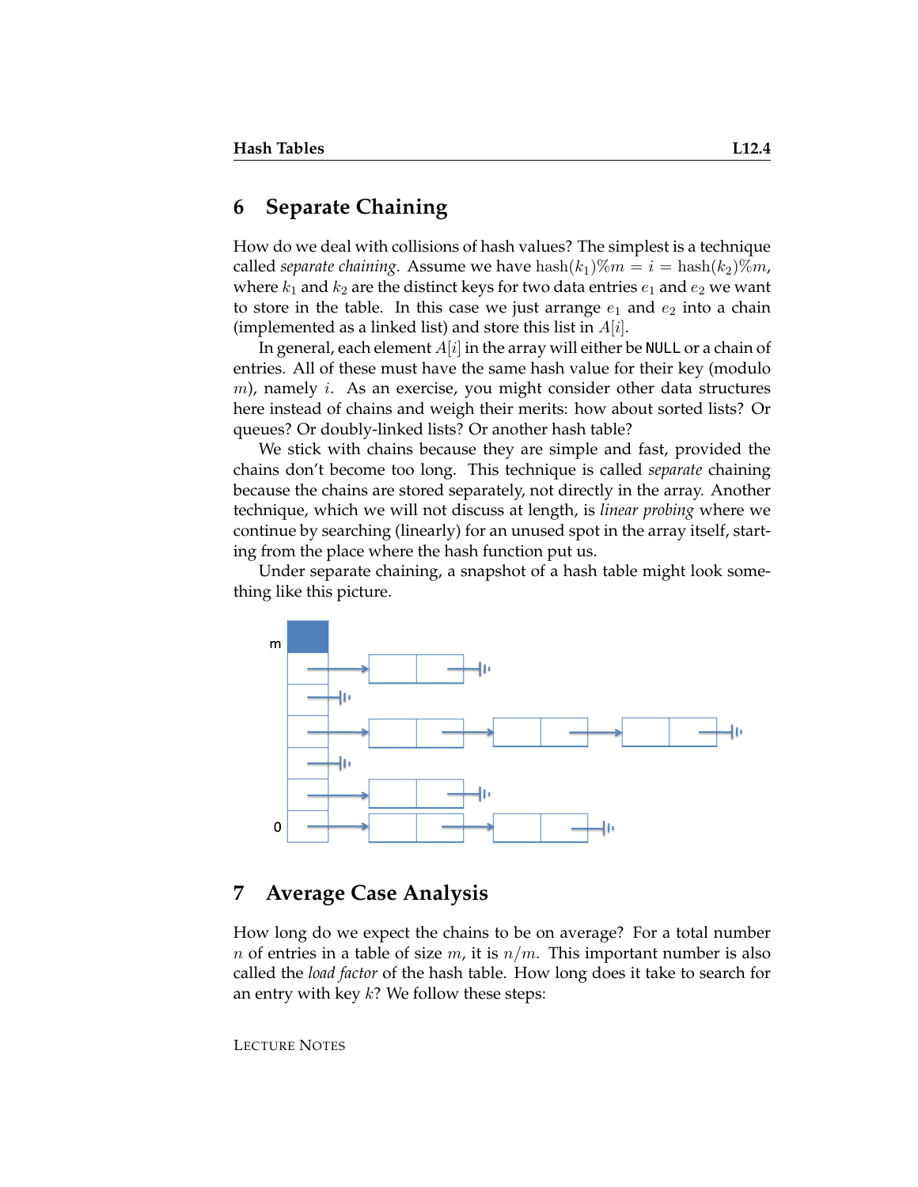## 6 Separate Chaining

How do we deal with collisions of hash values? The simplest is a technique called *separate chaining*. Assume we have $\text{hash}(k_1)\%m = i = \text{hash}(k_2)\%m$, where $k_1$ and $k_2$ are the distinct keys for two data entries $e_1$ and $e_2$ we want to store in the table. In this case we just arrange $e_1$ and $e_2$ into a chain (implemented as a linked list) and store this list in $A[i]$.

In general, each element $A[i]$ in the array will either be NULL or a chain of entries. All of these must have the same hash value for their key (modulo $m$), namely $i$. As an exercise, you might consider other data structures here instead of chains and weigh their merits: how about sorted lists? Or queues? Or doubly-linked lists? Or another hash table?

We stick with chains because they are simple and fast, provided the chains don't become too long. This technique is called *separate* chaining because the chains are stored separately, not directly in the array. Another technique, which we will not discuss at length, is *linear probing* where we continue by searching (linearly) for an unused spot in the array itself, starting from the place where the hash function put us.

Under separate chaining, a snapshot of a hash table might look something like this picture.

## 7 Average Case Analysis

How long do we expect the chains to be on average? For a total number $n$ of entries in a table of size $m$, it is $n/m$. This important number is also called the *load factor* of the hash table. How long does it take to search for an entry with key $k$? We follow these steps: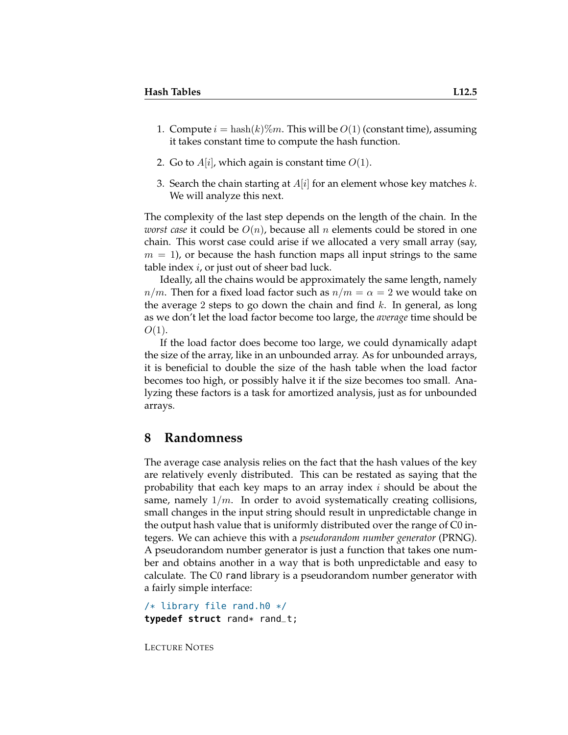1. Compute $i = \text{hash}(k)\%m$. This will be $O(1)$ (constant time), assuming it takes constant time to compute the hash function.

2. Go to $A[i]$, which again is constant time $O(1)$.

3. Search the chain starting at $A[i]$ for an element whose key matches $k$. We will analyze this next.

The complexity of the last step depends on the length of the chain. In the *worst case* it could be $O(n)$, because all $n$ elements could be stored in one chain. This worst case could arise if we allocated a very small array (say, $m = 1$), or because the hash function maps all input strings to the same table index $i$, or just out of sheer bad luck.

Ideally, all the chains would be approximately the same length, namely $n/m$. Then for a fixed load factor such as $n/m = \alpha = 2$ we would take on the average 2 steps to go down the chain and find $k$. In general, as long as we don't let the load factor become too large, the *average* time should be $O(1)$.

If the load factor does become too large, we could dynamically adapt the size of the array, like in an unbounded array. As for unbounded arrays, it is beneficial to double the size of the hash table when the load factor becomes too high, or possibly halve it if the size becomes too small. Analyzing these factors is a task for amortized analysis, just as for unbounded arrays.

## 8 Randomness

The average case analysis relies on the fact that the hash values of the key are relatively evenly distributed. This can be restated as saying that the probability that each key maps to an array index $i$ should be about the same, namely $1/m$. In order to avoid systematically creating collisions, small changes in the input string should result in unpredictable change in the output hash value that is uniformly distributed over the range of C0 integers. We can achieve this with a *pseudorandom number generator* (PRNG). A pseudorandom number generator is just a function that takes one number and obtains another in a way that is both unpredictable and easy to calculate. The C0 `rand` library is a pseudorandom number generator with a fairly simple interface:

```
/* library file rand.h0 */
typedef struct rand* rand_t;
```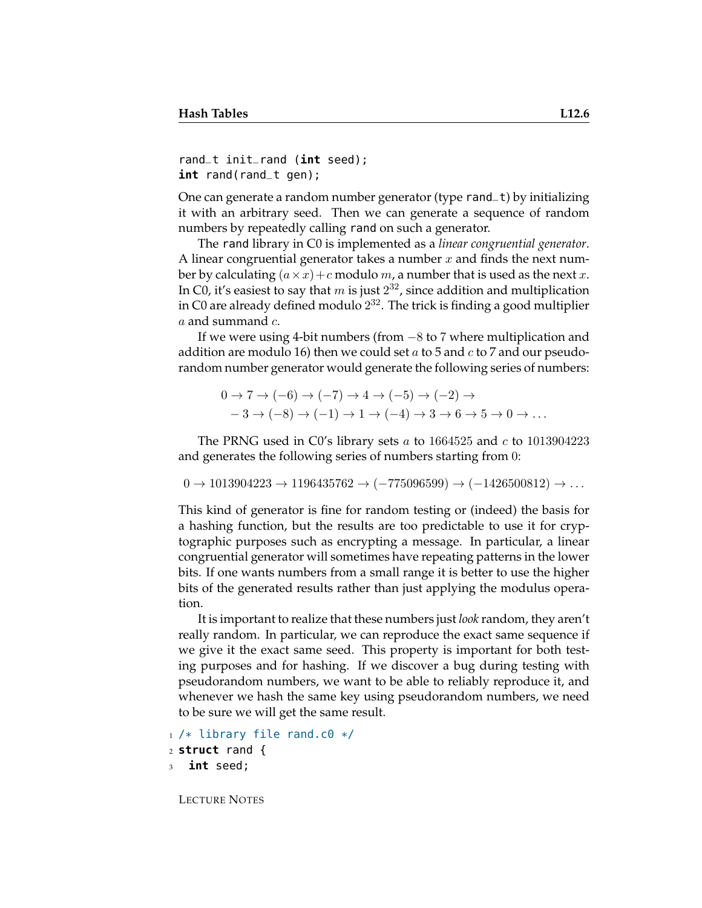```
rand_t init_rand (int seed);
int rand(rand_t gen);
```

One can generate a random number generator (type `rand_t`) by initializing it with an arbitrary seed. Then we can generate a sequence of random numbers by repeatedly calling `rand` on such a generator.

The `rand` library in C0 is implemented as a *linear congruential generator*. A linear congruential generator takes a number $x$ and finds the next number by calculating $(a \times x) + c$ modulo $m$, a number that is used as the next $x$. In C0, it's easiest to say that $m$ is just $2^{32}$, since addition and multiplication in C0 are already defined modulo $2^{32}$. The trick is finding a good multiplier $a$ and summand $c$.

If we were using 4-bit numbers (from $-8$ to 7 where multiplication and addition are modulo 16) then we could set $a$ to 5 and $c$ to 7 and our pseudorandom number generator would generate the following series of numbers:

$$
\begin{aligned}
&0 \to 7 \to (-6) \to (-7) \to 4 \to (-5) \to (-2) \to \\
&\quad -3 \to (-8) \to (-1) \to 1 \to (-4) \to 3 \to 6 \to 5 \to 0 \to \ldots
\end{aligned}
$$

The PRNG used in C0's library sets $a$ to $1664525$ and $c$ to $1013904223$ and generates the following series of numbers starting from $0$:

$$0 \to 1013904223 \to 1196435762 \to (-775096599) \to (-1426500812) \to \ldots$$

This kind of generator is fine for random testing or (indeed) the basis for a hashing function, but the results are too predictable to use it for cryptographic purposes such as encrypting a message. In particular, a linear congruential generator will sometimes have repeating patterns in the lower bits. If one wants numbers from a small range it is better to use the higher bits of the generated results rather than just applying the modulus operation.

It is important to realize that these numbers just *look* random, they aren't really random. In particular, we can reproduce the exact same sequence if we give it the exact same seed. This property is important for both testing purposes and for hashing. If we discover a bug during testing with pseudorandom numbers, we want to be able to reliably reproduce it, and whenever we hash the same key using pseudorandom numbers, we need to be sure we will get the same result.

```
/* library file rand.c0 */
struct rand {
  int seed;
```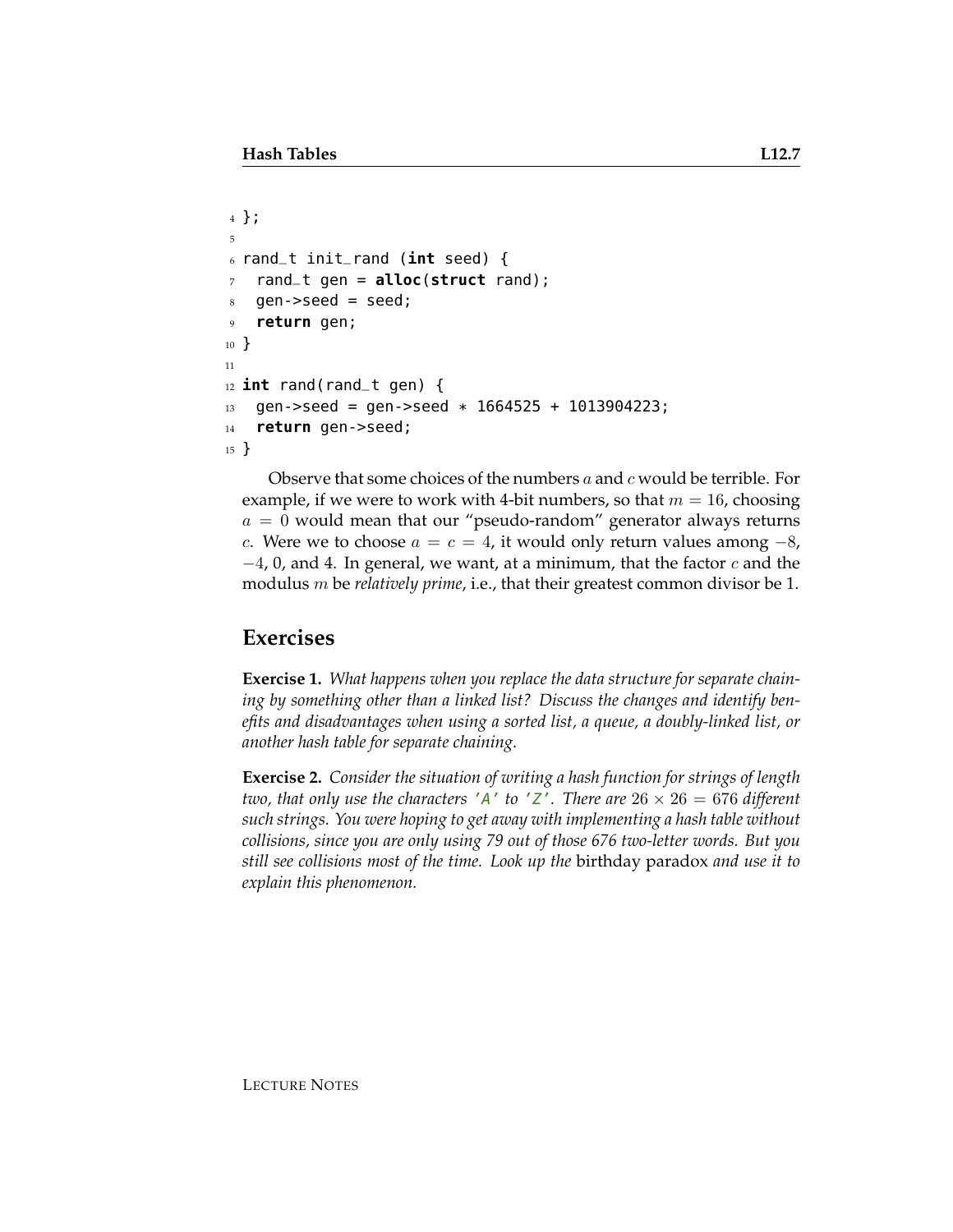```
4 };
5
6 rand_t init_rand (int seed) {
7   rand_t gen = alloc(struct rand);
8   gen->seed = seed;
9   return gen;
10 }
11
12 int rand(rand_t gen) {
13   gen->seed = gen->seed * 1664525 + 1013904223;
14   return gen->seed;
15 }
```

Observe that some choices of the numbers $a$ and $c$ would be terrible. For example, if we were to work with 4-bit numbers, so that $m = 16$, choosing $a = 0$ would mean that our "pseudo-random" generator always returns $c$. Were we to choose $a = c = 4$, it would only return values among $-8$, $-4$, 0, and 4. In general, we want, at a minimum, that the factor $c$ and the modulus $m$ be *relatively prime*, i.e., that their greatest common divisor be 1.

## Exercises

**Exercise 1.** *What happens when you replace the data structure for separate chaining by something other than a linked list? Discuss the changes and identify benefits and disadvantages when using a sorted list, a queue, a doubly-linked list, or another hash table for separate chaining.*

**Exercise 2.** *Consider the situation of writing a hash function for strings of length two, that only use the characters `'A'` to `'Z'`. There are $26 \times 26 = 676$ different such strings. You were hoping to get away with implementing a hash table without collisions, since you are only using 79 out of those 676 two-letter words. But you still see collisions most of the time. Look up the* birthday paradox *and use it to explain this phenomenon.*